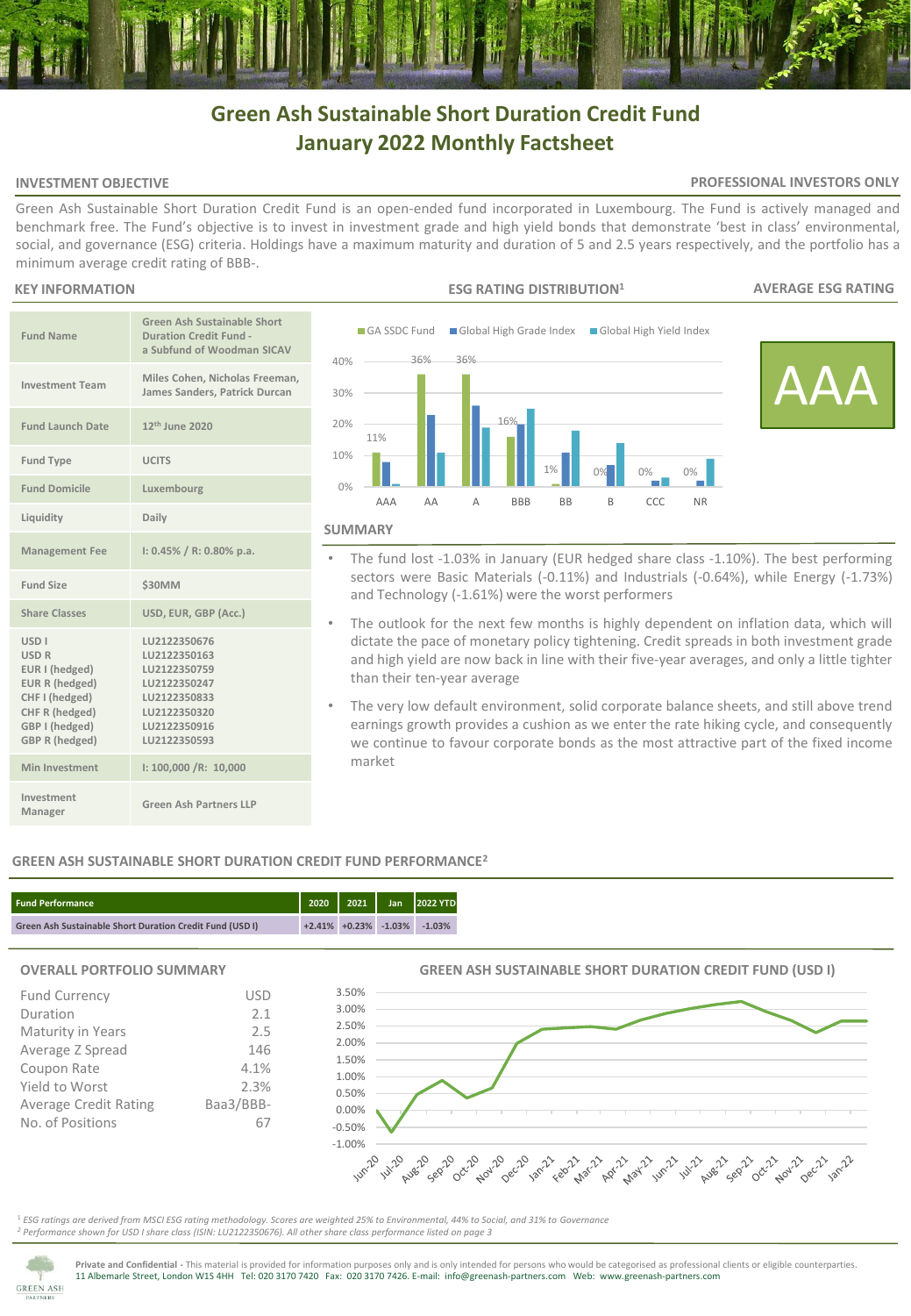# Green Ash Sustainable Short Duration Credit Fund
# January 2022 Monthly Factsheet

## INVESTMENT OBJECTIVE

**PROFESSIONAL INVESTORS ONLY**

Green Ash Sustainable Short Duration Credit Fund is an open-ended fund incorporated in Luxembourg. The Fund is actively managed and benchmark free. The Fund's objective is to invest in investment grade and high yield bonds that demonstrate 'best in class' environmental, social, and governance (ESG) criteria. Holdings have a maximum maturity and duration of 5 and 2.5 years respectively, and the portfolio has a minimum average credit rating of BBB-.

## KEY INFORMATION

| | |
|---|---|
| Fund Name | Green Ash Sustainable Short Duration Credit Fund - a Subfund of Woodman SICAV |
| Investment Team | Miles Cohen, Nicholas Freeman, James Sanders, Patrick Durcan |
| Fund Launch Date | 12th June 2020 |
| Fund Type | UCITS |
| Fund Domicile | Luxembourg |
| Liquidity | Daily |
| Management Fee | I: 0.45% / R: 0.80% p.a. |
| Fund Size | $30MM |
| Share Classes | USD, EUR, GBP (Acc.) |
| USD I | LU2122350676 |
| USD R | LU2122350163 |
| EUR I (hedged) | LU2122350759 |
| EUR R (hedged) | LU2122350247 |
| CHF I (hedged) | LU2122350833 |
| CHF R (hedged) | LU2122350320 |
| GBP I (hedged) | LU2122350916 |
| GBP R (hedged) | LU2122350593 |
| Min Investment | I: 100,000 /R: 10,000 |
| Investment Manager | Green Ash Partners LLP |

## ESG RATING DISTRIBUTION[1]

| Rating | GA SSDC Fund |
|---|---|
| AAA | 11% |
| AA | 36% |
| A | 36% |
| BBB | 16% |
| BB | 1% |
| B | 0% |
| CCC | 0% |
| NR | 0% |

## AVERAGE ESG RATING

AAA

## SUMMARY

- The fund lost -1.03% in January (EUR hedged share class -1.10%). The best performing sectors were Basic Materials (-0.11%) and Industrials (-0.64%), while Energy (-1.73%) and Technology (-1.61%) were the worst performers
- The outlook for the next few months is highly dependent on inflation data, which will dictate the pace of monetary policy tightening. Credit spreads in both investment grade and high yield are now back in line with their five-year averages, and only a little tighter than their ten-year average
- The very low default environment, solid corporate balance sheets, and still above trend earnings growth provides a cushion as we enter the rate hiking cycle, and consequently we continue to favour corporate bonds as the most attractive part of the fixed income market

## GREEN ASH SUSTAINABLE SHORT DURATION CREDIT FUND PERFORMANCE[2]

| Fund Performance | 2020 | 2021 | Jan | 2022 YTD |
|---|---|---|---|---|
| Green Ash Sustainable Short Duration Credit Fund (USD I) | +2.41% | +0.23% | -1.03% | -1.03% |

## OVERALL PORTFOLIO SUMMARY

| | |
|---|---|
| Fund Currency | USD |
| Duration | 2.1 |
| Maturity in Years | 2.5 |
| Average Z Spread | 146 |
| Coupon Rate | 4.1% |
| Yield to Worst | 2.3% |
| Average Credit Rating | Baa3/BBB- |
| No. of Positions | 67 |

## GREEN ASH SUSTAINABLE SHORT DURATION CREDIT FUND (USD I)

[1] *ESG ratings are derived from MSCI ESG rating methodology. Scores are weighted 25% to Environmental, 44% to Social, and 31% to Governance*
[2] *Performance shown for USD I share class (ISIN: LU2122350676). All other share class performance listed on page 3*

**Private and Confidential** - This material is provided for information purposes only and is only intended for persons who would be categorised as professional clients or eligible counterparties.
11 Albemarle Street, London W1S 4HH Tel: 020 3170 7420 Fax: 020 3170 7426. E-mail: info@greenash-partners.com Web: www.greenash-partners.com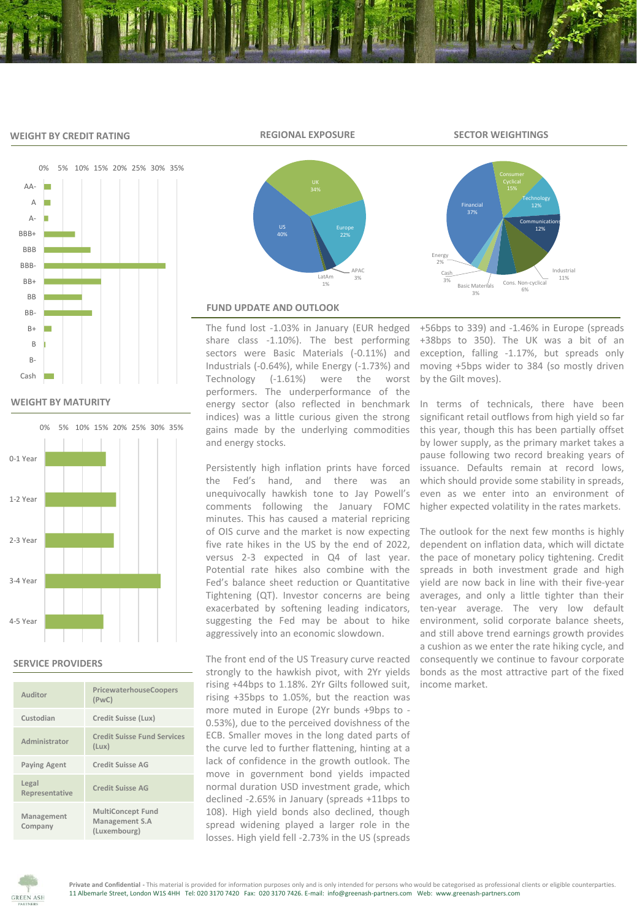## WEIGHT BY CREDIT RATING

| Rating |
|---|
| AA- |
| A |
| A- |
| BBB+ |
| BBB |
| BBB- |
| BB+ |
| BB |
| BB- |
| B+ |
| B |
| B- |
| Cash |

## REGIONAL EXPOSURE

| Region | Weight |
|---|---|
| US | 40% |
| UK | 34% |
| Europe | 22% |
| APAC | 3% |
| LatAm | 1% |

## SECTOR WEIGHTINGS

| Sector | Weight |
|---|---|
| Financial | 37% |
| Consumer Cyclical | 15% |
| Technology | 12% |
| Communications | 12% |
| Industrial | 11% |
| Cons. Non-cyclical | 6% |
| Basic Materials | 3% |
| Cash | 3% |
| Energy | 2% |

## WEIGHT BY MATURITY

| Maturity |
|---|
| 0-1 Year |
| 1-2 Year |
| 2-3 Year |
| 3-4 Year |
| 4-5 Year |

## SERVICE PROVIDERS

| | |
|---|---|
| Auditor | PricewaterhouseCoopers (PwC) |
| Custodian | Credit Suisse (Lux) |
| Administrator | Credit Suisse Fund Services (Lux) |
| Paying Agent | Credit Suisse AG |
| Legal Representative | Credit Suisse AG |
| Management Company | MultiConcept Fund Management S.A (Luxembourg) |

## FUND UPDATE AND OUTLOOK

The fund lost -1.03% in January (EUR hedged share class -1.10%). The best performing sectors were Basic Materials (-0.11%) and Industrials (-0.64%), while Energy (-1.73%) and Technology (-1.61%) were the worst performers. The underperformance of the energy sector (also reflected in benchmark indices) was a little curious given the strong gains made by the underlying commodities and energy stocks.

Persistently high inflation prints have forced the Fed's hand, and there was an unequivocally hawkish tone to Jay Powell's comments following the January FOMC minutes. This has caused a material repricing of OIS curve and the market is now expecting five rate hikes in the US by the end of 2022, versus 2-3 expected in Q4 of last year. Potential rate hikes also combine with the Fed's balance sheet reduction or Quantitative Tightening (QT). Investor concerns are being exacerbated by softening leading indicators, suggesting the Fed may be about to hike aggressively into an economic slowdown.

The front end of the US Treasury curve reacted strongly to the hawkish pivot, with 2Yr yields rising +44bps to 1.18%. 2Yr Gilts followed suit, rising +35bps to 1.05%, but the reaction was more muted in Europe (2Yr bunds +9bps to -0.53%), due to the perceived dovishness of the ECB. Smaller moves in the long dated parts of the curve led to further flattening, hinting at a lack of confidence in the growth outlook. The move in government bond yields impacted normal duration USD investment grade, which declined -2.65% in January (spreads +11bps to 108). High yield bonds also declined, though spread widening played a larger role in the losses. High yield fell -2.73% in the US (spreads +56bps to 339) and -1.46% in Europe (spreads +38bps to 350). The UK was a bit of an exception, falling -1.17%, but spreads only moving +5bps wider to 384 (so mostly driven by the Gilt moves).

In terms of technicals, there have been significant retail outflows from high yield so far this year, though this has been partially offset by lower supply, as the primary market takes a pause following two record breaking years of issuance. Defaults remain at record lows, which should provide some stability in spreads, even as we enter into an environment of higher expected volatility in the rates markets.

The outlook for the next few months is highly dependent on inflation data, which will dictate the pace of monetary policy tightening. Credit spreads in both investment grade and high yield are now back in line with their five-year averages, and only a little tighter than their ten-year average. The very low default environment, solid corporate balance sheets, and still above trend earnings growth provides a cushion as we enter the rate hiking cycle, and consequently we continue to favour corporate bonds as the most attractive part of the fixed income market.

**Private and Confidential** - This material is provided for information purposes only and is only intended for persons who would be categorised as professional clients or eligible counterparties.
11 Albemarle Street, London W1S 4HH Tel: 020 3170 7420 Fax: 020 3170 7426. E-mail: info@greenash-partners.com Web: www.greenash-partners.com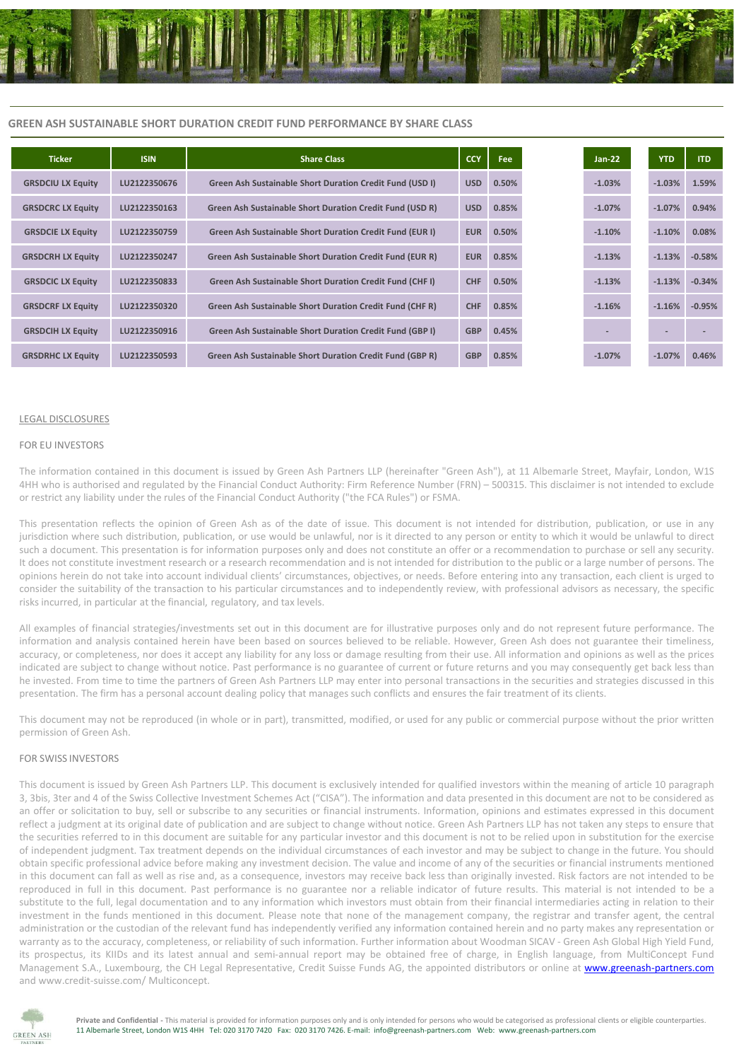## GREEN ASH SUSTAINABLE SHORT DURATION CREDIT FUND PERFORMANCE BY SHARE CLASS

| Ticker | ISIN | Share Class | CCY | Fee | Jan-22 | YTD | ITD |
|---|---|---|---|---|---|---|---|
| GRSDCIU LX Equity | LU2122350676 | Green Ash Sustainable Short Duration Credit Fund (USD I) | USD | 0.50% | -1.03% | -1.03% | 1.59% |
| GRSDCRC LX Equity | LU2122350163 | Green Ash Sustainable Short Duration Credit Fund (USD R) | USD | 0.85% | -1.07% | -1.07% | 0.94% |
| GRSDCIE LX Equity | LU2122350759 | Green Ash Sustainable Short Duration Credit Fund (EUR I) | EUR | 0.50% | -1.10% | -1.10% | 0.08% |
| GRSDCRH LX Equity | LU2122350247 | Green Ash Sustainable Short Duration Credit Fund (EUR R) | EUR | 0.85% | -1.13% | -1.13% | -0.58% |
| GRSDCIC LX Equity | LU2122350833 | Green Ash Sustainable Short Duration Credit Fund (CHF I) | CHF | 0.50% | -1.13% | -1.13% | -0.34% |
| GRSDCRF LX Equity | LU2122350320 | Green Ash Sustainable Short Duration Credit Fund (CHF R) | CHF | 0.85% | -1.16% | -1.16% | -0.95% |
| GRSDCIH LX Equity | LU2122350916 | Green Ash Sustainable Short Duration Credit Fund (GBP I) | GBP | 0.45% | - | - | - |
| GRSDRHC LX Equity | LU2122350593 | Green Ash Sustainable Short Duration Credit Fund (GBP R) | GBP | 0.85% | -1.07% | -1.07% | 0.46% |

LEGAL DISCLOSURES

FOR EU INVESTORS

The information contained in this document is issued by Green Ash Partners LLP (hereinafter "Green Ash"), at 11 Albemarle Street, Mayfair, London, W1S 4HH who is authorised and regulated by the Financial Conduct Authority: Firm Reference Number (FRN) – 500315. This disclaimer is not intended to exclude or restrict any liability under the rules of the Financial Conduct Authority ("the FCA Rules") or FSMA.

This presentation reflects the opinion of Green Ash as of the date of issue. This document is not intended for distribution, publication, or use in any jurisdiction where such distribution, publication, or use would be unlawful, nor is it directed to any person or entity to which it would be unlawful to direct such a document. This presentation is for information purposes only and does not constitute an offer or a recommendation to purchase or sell any security. It does not constitute investment research or a research recommendation and is not intended for distribution to the public or a large number of persons. The opinions herein do not take into account individual clients' circumstances, objectives, or needs. Before entering into any transaction, each client is urged to consider the suitability of the transaction to his particular circumstances and to independently review, with professional advisors as necessary, the specific risks incurred, in particular at the financial, regulatory, and tax levels.

All examples of financial strategies/investments set out in this document are for illustrative purposes only and do not represent future performance. The information and analysis contained herein have been based on sources believed to be reliable. However, Green Ash does not guarantee their timeliness, accuracy, or completeness, nor does it accept any liability for any loss or damage resulting from their use. All information and opinions as well as the prices indicated are subject to change without notice. Past performance is no guarantee of current or future returns and you may consequently get back less than he invested. From time to time the partners of Green Ash Partners LLP may enter into personal transactions in the securities and strategies discussed in this presentation. The firm has a personal account dealing policy that manages such conflicts and ensures the fair treatment of its clients.

This document may not be reproduced (in whole or in part), transmitted, modified, or used for any public or commercial purpose without the prior written permission of Green Ash.

FOR SWISS INVESTORS

This document is issued by Green Ash Partners LLP. This document is exclusively intended for qualified investors within the meaning of article 10 paragraph 3, 3bis, 3ter and 4 of the Swiss Collective Investment Schemes Act ("CISA"). The information and data presented in this document are not to be considered as an offer or solicitation to buy, sell or subscribe to any securities or financial instruments. Information, opinions and estimates expressed in this document reflect a judgment at its original date of publication and are subject to change without notice. Green Ash Partners LLP has not taken any steps to ensure that the securities referred to in this document are suitable for any particular investor and this document is not to be relied upon in substitution for the exercise of independent judgment. Tax treatment depends on the individual circumstances of each investor and may be subject to change in the future. You should obtain specific professional advice before making any investment decision. The value and income of any of the securities or financial instruments mentioned in this document can fall as well as rise and, as a consequence, investors may receive back less than originally invested. Risk factors are not intended to be reproduced in full in this document. Past performance is no guarantee nor a reliable indicator of future results. This material is not intended to be a substitute to the full, legal documentation and to any information which investors must obtain from their financial intermediaries acting in relation to their investment in the funds mentioned in this document. Please note that none of the management company, the registrar and transfer agent, the central administration or the custodian of the relevant fund has independently verified any information contained herein and no party makes any representation or warranty as to the accuracy, completeness, or reliability of such information. Further information about Woodman SICAV - Green Ash Global High Yield Fund, its prospectus, its KIIDs and its latest annual and semi-annual report may be obtained free of charge, in English language, from MultiConcept Fund Management S.A., Luxembourg, the CH Legal Representative, Credit Suisse Funds AG, the appointed distributors or online at www.greenash-partners.com and www.credit-suisse.com/ Multiconcept.

**Private and Confidential** - This material is provided for information purposes only and is only intended for persons who would be categorised as professional clients or eligible counterparties. 11 Albemarle Street, London W1S 4HH Tel: 020 3170 7420 Fax: 020 3170 7426. E-mail: info@greenash-partners.com Web: www.greenash-partners.com